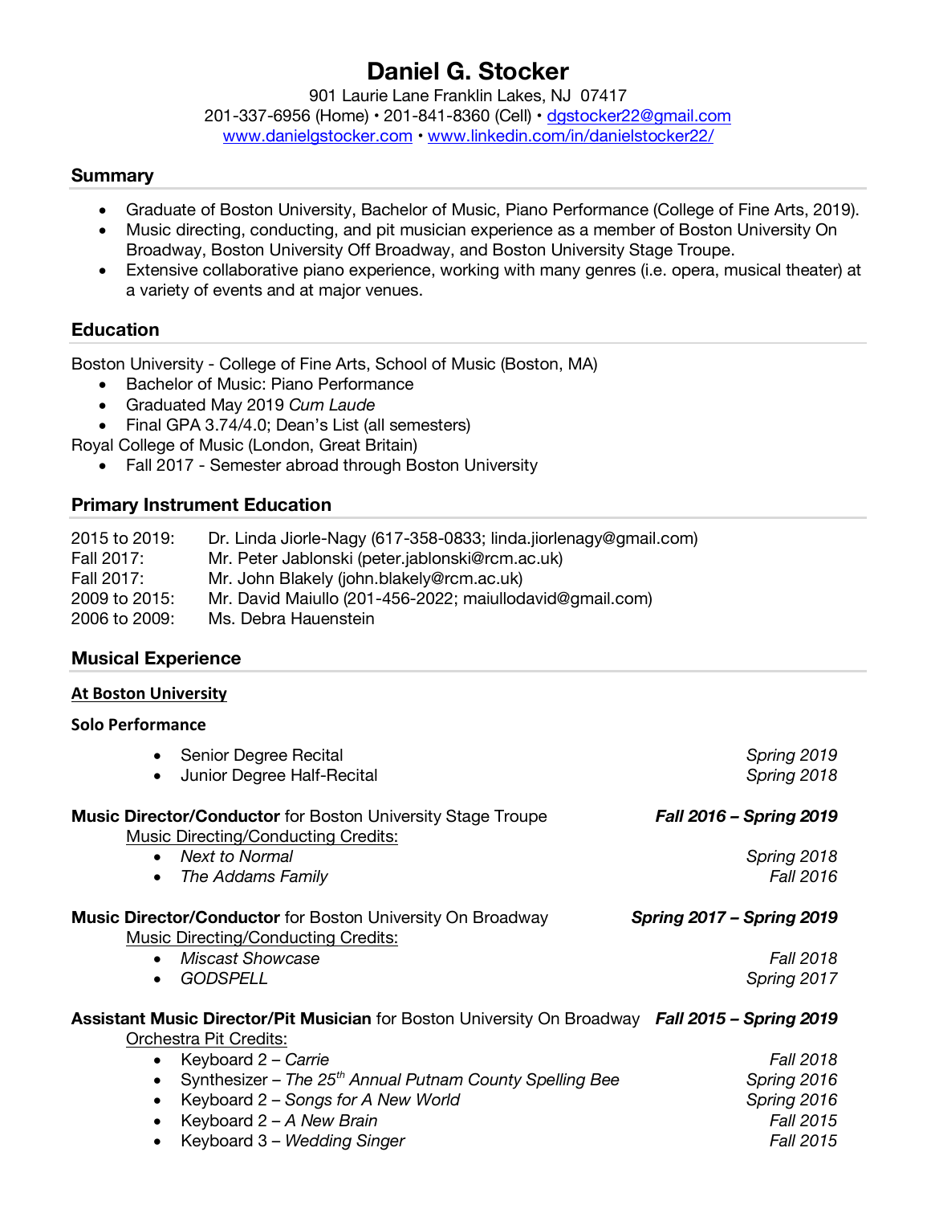# Daniel G. Stocker

901 Laurie Lane Franklin Lakes, NJ 07417
201-337-6956 (Home) • 201-841-8360 (Cell) • dgstocker22@gmail.com
www.danielgstocker.com • www.linkedin.com/in/danielstocker22/

## Summary

- Graduate of Boston University, Bachelor of Music, Piano Performance (College of Fine Arts, 2019).
- Music directing, conducting, and pit musician experience as a member of Boston University On Broadway, Boston University Off Broadway, and Boston University Stage Troupe.
- Extensive collaborative piano experience, working with many genres (i.e. opera, musical theater) at a variety of events and at major venues.

## Education

Boston University - College of Fine Arts, School of Music (Boston, MA)

- Bachelor of Music: Piano Performance
- Graduated May 2019 *Cum Laude*
- Final GPA 3.74/4.0; Dean's List (all semesters)

Royal College of Music (London, Great Britain)

- Fall 2017 - Semester abroad through Boston University

## Primary Instrument Education

| | |
|---|---|
| 2015 to 2019: | Dr. Linda Jiorle-Nagy (617-358-0833; linda.jiorlenagy@gmail.com) |
| Fall 2017: | Mr. Peter Jablonski (peter.jablonski@rcm.ac.uk) |
| Fall 2017: | Mr. John Blakely (john.blakely@rcm.ac.uk) |
| 2009 to 2015: | Mr. David Maiullo (201-456-2022; maiullodavid@gmail.com) |
| 2006 to 2009: | Ms. Debra Hauenstein |

## Musical Experience

### At Boston University

**Solo Performance**

- Senior Degree Recital — *Spring 2019*
- Junior Degree Half-Recital — *Spring 2018*

**Music Director/Conductor** for Boston University Stage Troupe — ***Fall 2016 – Spring 2019***

Music Directing/Conducting Credits:

- *Next to Normal* — *Spring 2018*
- *The Addams Family* — *Fall 2016*

**Music Director/Conductor** for Boston University On Broadway — ***Spring 2017 – Spring 2019***

Music Directing/Conducting Credits:

- *Miscast Showcase* — *Fall 2018*
- *GODSPELL* — *Spring 2017*

**Assistant Music Director/Pit Musician** for Boston University On Broadway — ***Fall 2015 – Spring 2019***

Orchestra Pit Credits:

- Keyboard 2 – *Carrie* — *Fall 2018*
- Synthesizer – *The 25th Annual Putnam County Spelling Bee* — *Spring 2016*
- Keyboard 2 – *Songs for A New World* — *Spring 2016*
- Keyboard 2 – *A New Brain* — *Fall 2015*
- Keyboard 3 – *Wedding Singer* — *Fall 2015*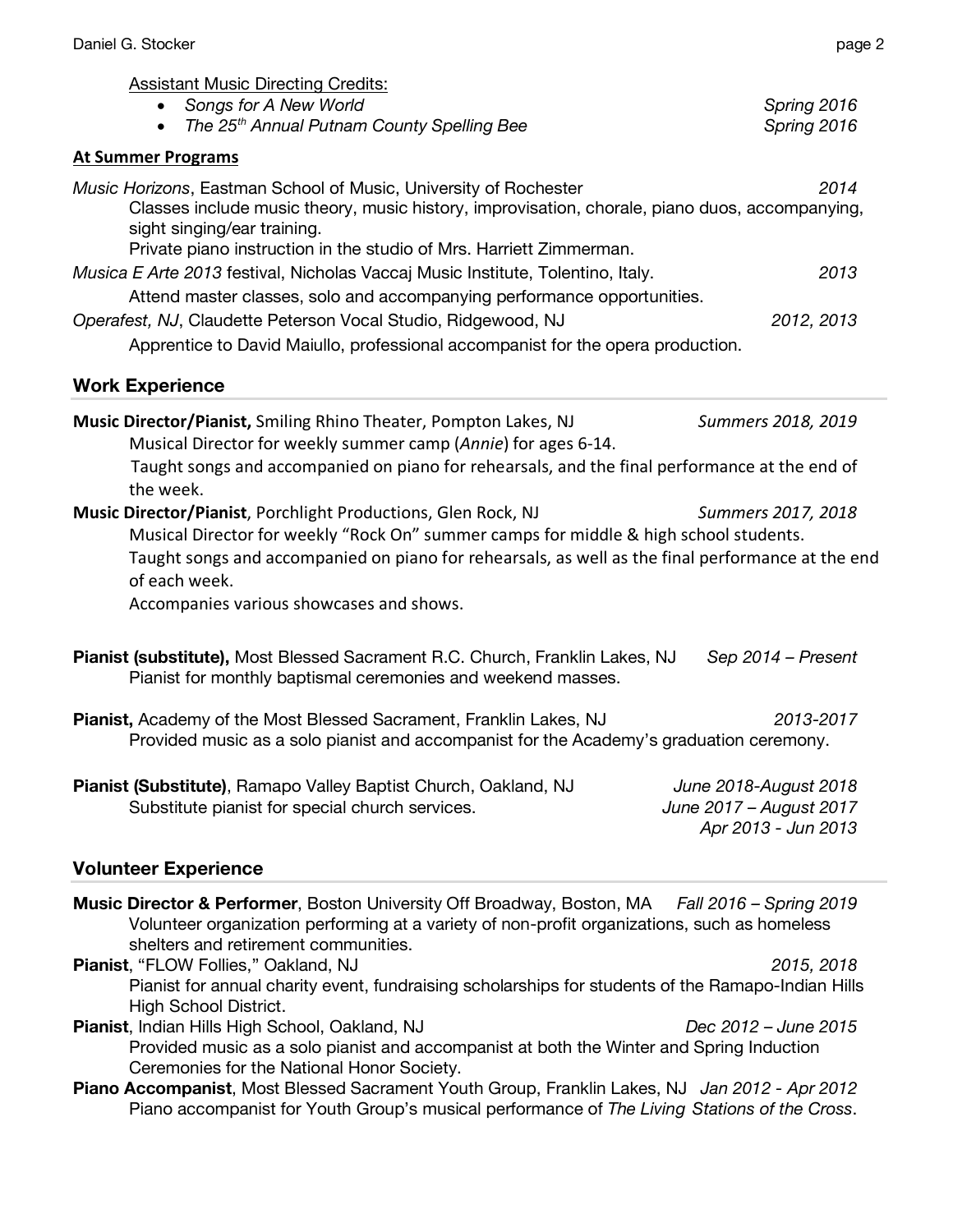Assistant Music Directing Credits:

- *Songs for A New World* — *Spring 2016*
- *The 25th Annual Putnam County Spelling Bee* — *Spring 2016*

### At Summer Programs

*Music Horizons*, Eastman School of Music, University of Rochester — *2014*

Classes include music theory, music history, improvisation, chorale, piano duos, accompanying, sight singing/ear training.

Private piano instruction in the studio of Mrs. Harriett Zimmerman.

*Musica E Arte 2013* festival, Nicholas Vaccaj Music Institute, Tolentino, Italy. — *2013*

Attend master classes, solo and accompanying performance opportunities.

*Operafest, NJ*, Claudette Peterson Vocal Studio, Ridgewood, NJ — *2012, 2013*

Apprentice to David Maiullo, professional accompanist for the opera production.

## Work Experience

**Music Director/Pianist,** Smiling Rhino Theater, Pompton Lakes, NJ — *Summers 2018, 2019*

Musical Director for weekly summer camp (*Annie*) for ages 6-14.

Taught songs and accompanied on piano for rehearsals, and the final performance at the end of the week.

**Music Director/Pianist**, Porchlight Productions, Glen Rock, NJ — *Summers 2017, 2018*

Musical Director for weekly "Rock On" summer camps for middle & high school students.

Taught songs and accompanied on piano for rehearsals, as well as the final performance at the end of each week.

Accompanies various showcases and shows.

**Pianist (substitute),** Most Blessed Sacrament R.C. Church, Franklin Lakes, NJ — *Sep 2014 – Present*

Pianist for monthly baptismal ceremonies and weekend masses.

**Pianist,** Academy of the Most Blessed Sacrament, Franklin Lakes, NJ — *2013-2017*

Provided music as a solo pianist and accompanist for the Academy's graduation ceremony.

**Pianist (Substitute)**, Ramapo Valley Baptist Church, Oakland, NJ — *June 2018-August 2018; June 2017 – August 2017; Apr 2013 - Jun 2013*

Substitute pianist for special church services.

## Volunteer Experience

**Music Director & Performer**, Boston University Off Broadway, Boston, MA — *Fall 2016 – Spring 2019*

Volunteer organization performing at a variety of non-profit organizations, such as homeless shelters and retirement communities.

**Pianist**, "FLOW Follies," Oakland, NJ — *2015, 2018*

Pianist for annual charity event, fundraising scholarships for students of the Ramapo-Indian Hills High School District.

**Pianist**, Indian Hills High School, Oakland, NJ — *Dec 2012 – June 2015*

Provided music as a solo pianist and accompanist at both the Winter and Spring Induction Ceremonies for the National Honor Society.

**Piano Accompanist**, Most Blessed Sacrament Youth Group, Franklin Lakes, NJ — *Jan 2012 - Apr 2012*

Piano accompanist for Youth Group's musical performance of *The Living Stations of the Cross*.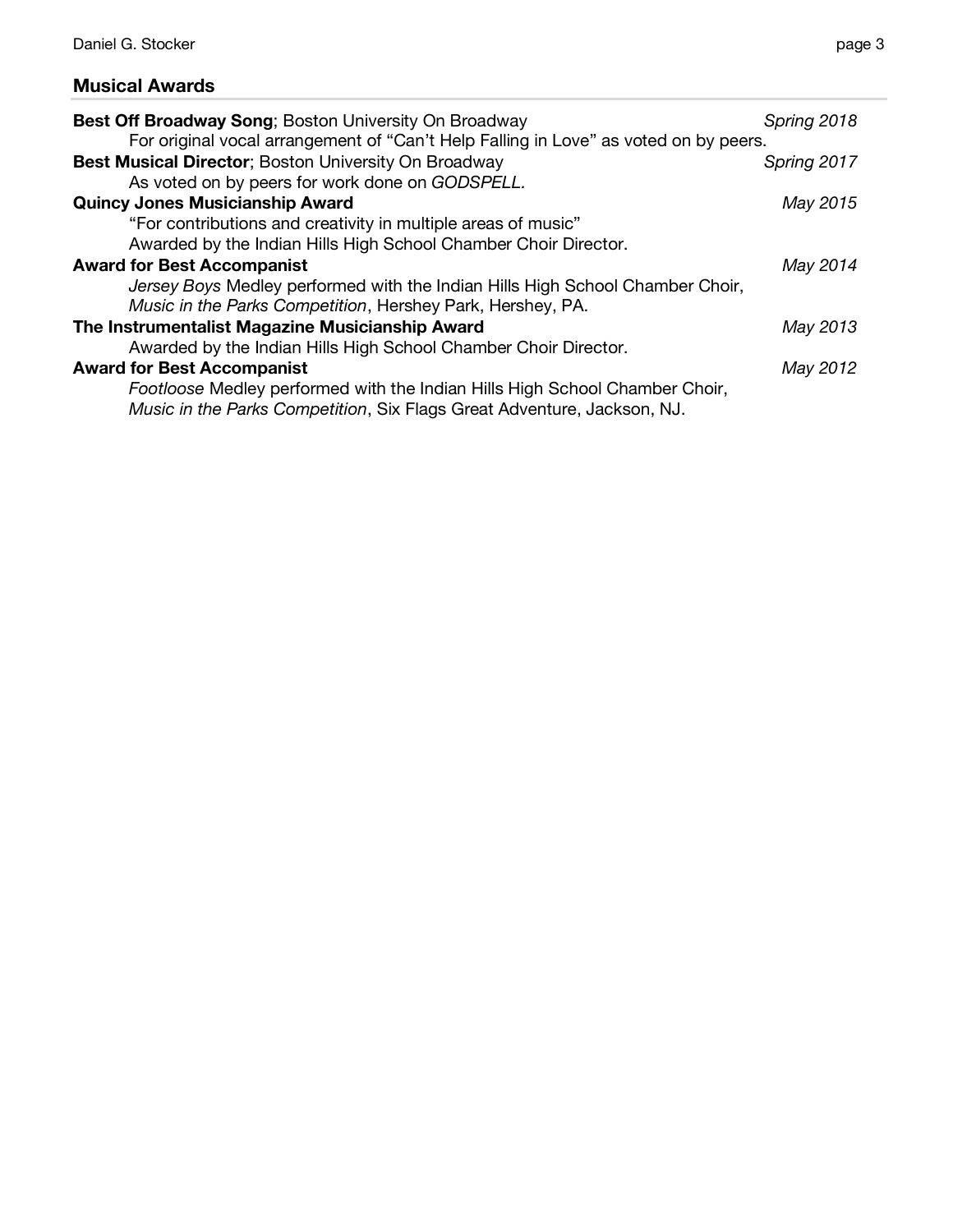## Musical Awards

**Best Off Broadway Song**; Boston University On Broadway *Spring 2018*
For original vocal arrangement of "Can't Help Falling in Love" as voted on by peers.

**Best Musical Director**; Boston University On Broadway *Spring 2017*
As voted on by peers for work done on *GODSPELL.*

**Quincy Jones Musicianship Award** *May 2015*
"For contributions and creativity in multiple areas of music"
Awarded by the Indian Hills High School Chamber Choir Director.

**Award for Best Accompanist** *May 2014*
*Jersey Boys* Medley performed with the Indian Hills High School Chamber Choir,
*Music in the Parks Competition*, Hershey Park, Hershey, PA.

**The Instrumentalist Magazine Musicianship Award** *May 2013*
Awarded by the Indian Hills High School Chamber Choir Director.

**Award for Best Accompanist** *May 2012*
*Footloose* Medley performed with the Indian Hills High School Chamber Choir,
*Music in the Parks Competition*, Six Flags Great Adventure, Jackson, NJ.